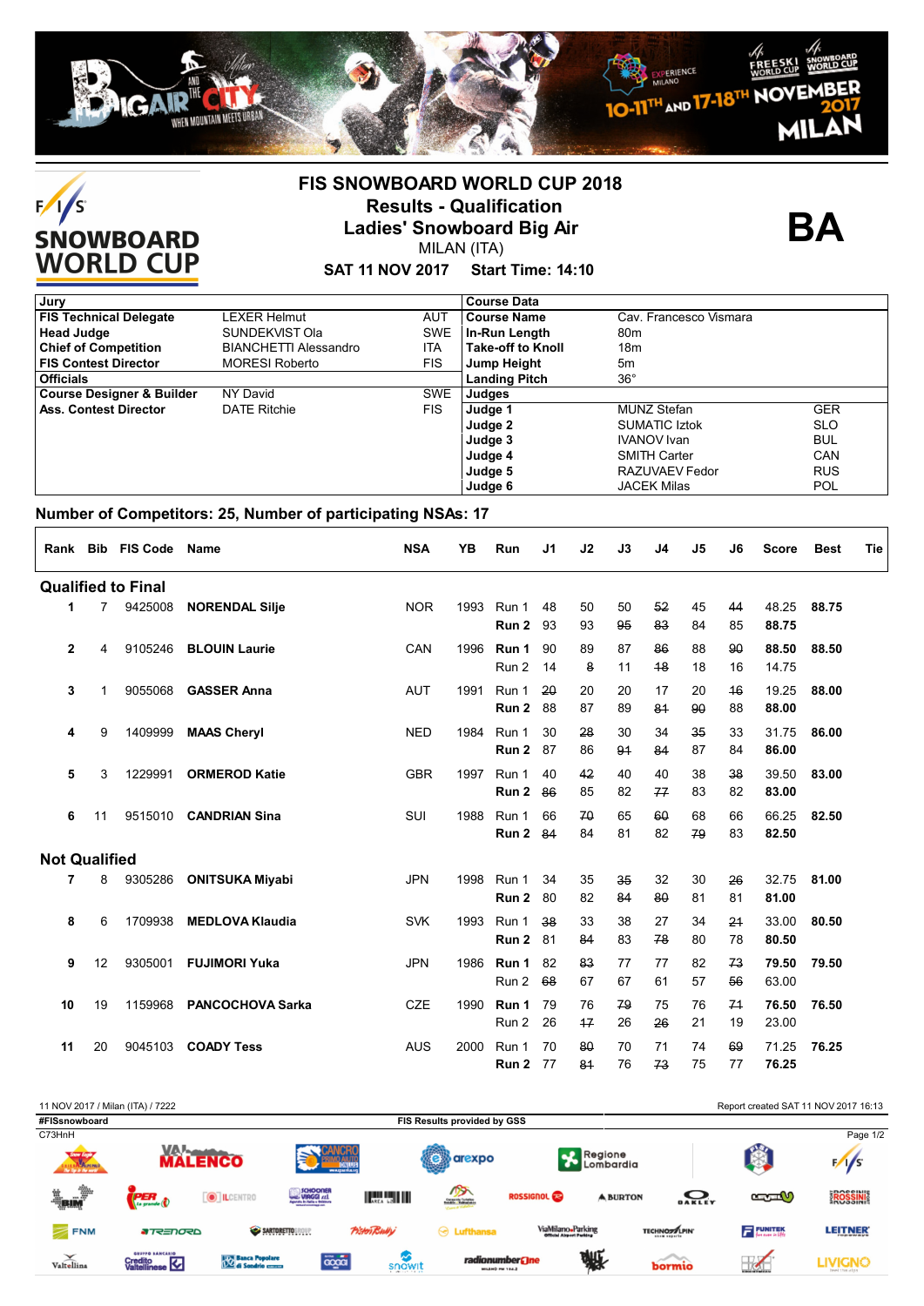# FIS SNOWBOARD WORLD CUP 2018

## Results - Qualification

## Ladies' Snowboard Big Air

MILAN (ITA)

**SAT 11 NOV 2017 Start Time: 14:10**

**BA**

| Jury | | | Course Data | | |
|---|---|---|---|---|---|
| **FIS Technical Delegate** | LEXER Helmut | AUT | **Course Name** | Cav. Francesco Vismara | |
| **Head Judge** | SUNDEKVIST Ola | SWE | **In-Run Length** | 80m | |
| **Chief of Competition** | BIANCHETTI Alessandro | ITA | **Take-off to Knoll** | 18m | |
| **FIS Contest Director** | MORESI Roberto | FIS | **Jump Height** | 5m | |
| **Officials** | | | **Landing Pitch** | 36° | |
| **Course Designer & Builder** | NY David | SWE | **Judges** | | |
| **Ass. Contest Director** | DATE Ritchie | FIS | **Judge 1** | MUNZ Stefan | GER |
| | | | **Judge 2** | SUMATIC Iztok | SLO |
| | | | **Judge 3** | IVANOV Ivan | BUL |
| | | | **Judge 4** | SMITH Carter | CAN |
| | | | **Judge 5** | RAZUVAEV Fedor | RUS |
| | | | **Judge 6** | JACEK Milas | POL |

**Number of Competitors: 25, Number of participating NSAs: 17**

| Rank | Bib | FIS Code | Name | NSA | YB | Run | J1 | J2 | J3 | J4 | J5 | J6 | Score | Best | Tie |
|---|---|---|---|---|---|---|---|---|---|---|---|---|---|---|---|
| **Qualified to Final** | | | | | | | | | | | | | | | |
| 1 | 7 | 9425008 | **NORENDAL Silje** | NOR | 1993 | Run 1 | 48 | 50 | 50 | ~~52~~ | 45 | ~~44~~ | 48.25 | **88.75** | |
| | | | | | | **Run 2** | 93 | 93 | ~~95~~ | ~~83~~ | 84 | 85 | **88.75** | | |
| 2 | 4 | 9105246 | **BLOUIN Laurie** | CAN | 1996 | **Run 1** | 90 | 89 | 87 | ~~86~~ | 88 | ~~90~~ | **88.50** | **88.50** | |
| | | | | | | Run 2 | 14 | ~~8~~ | 11 | ~~18~~ | 18 | 16 | 14.75 | | |
| 3 | 1 | 9055068 | **GASSER Anna** | AUT | 1991 | Run 1 | ~~20~~ | 20 | 20 | 17 | 20 | ~~16~~ | 19.25 | **88.00** | |
| | | | | | | **Run 2** | 88 | 87 | 89 | ~~81~~ | ~~90~~ | 88 | **88.00** | | |
| 4 | 9 | 1409999 | **MAAS Cheryl** | NED | 1984 | Run 1 | 30 | ~~28~~ | 30 | 34 | ~~35~~ | 33 | 31.75 | **86.00** | |
| | | | | | | **Run 2** | 87 | 86 | ~~91~~ | ~~84~~ | 87 | 84 | **86.00** | | |
| 5 | 3 | 1229991 | **ORMEROD Katie** | GBR | 1997 | Run 1 | 40 | ~~42~~ | 40 | 40 | 38 | ~~38~~ | 39.50 | **83.00** | |
| | | | | | | **Run 2** | ~~86~~ | 85 | 82 | ~~77~~ | 83 | 82 | **83.00** | | |
| 6 | 11 | 9515010 | **CANDRIAN Sina** | SUI | 1988 | Run 1 | 66 | ~~70~~ | 65 | ~~60~~ | 68 | 66 | 66.25 | **82.50** | |
| | | | | | | **Run 2** | ~~84~~ | 84 | 81 | 82 | ~~79~~ | 83 | **82.50** | | |
| **Not Qualified** | | | | | | | | | | | | | | | |
| 7 | 8 | 9305286 | **ONITSUKA Miyabi** | JPN | 1998 | Run 1 | 34 | 35 | ~~35~~ | 32 | 30 | ~~26~~ | 32.75 | **81.00** | |
| | | | | | | **Run 2** | 80 | 82 | ~~84~~ | ~~80~~ | 81 | 81 | **81.00** | | |
| 8 | 6 | 1709938 | **MEDLOVA Klaudia** | SVK | 1993 | Run 1 | ~~38~~ | 33 | 38 | 27 | 34 | ~~21~~ | 33.00 | **80.50** | |
| | | | | | | **Run 2** | 81 | ~~84~~ | 83 | ~~78~~ | 80 | 78 | **80.50** | | |
| 9 | 12 | 9305001 | **FUJIMORI Yuka** | JPN | 1986 | **Run 1** | 82 | ~~83~~ | 77 | 77 | 82 | ~~73~~ | **79.50** | **79.50** | |
| | | | | | | Run 2 | ~~68~~ | 67 | 67 | 61 | 57 | ~~56~~ | 63.00 | | |
| 10 | 19 | 1159968 | **PANCOCHOVA Sarka** | CZE | 1990 | **Run 1** | 79 | 76 | ~~79~~ | 75 | 76 | ~~71~~ | **76.50** | **76.50** | |
| | | | | | | Run 2 | 26 | ~~17~~ | 26 | ~~26~~ | 21 | 19 | 23.00 | | |
| 11 | 20 | 9045103 | **COADY Tess** | AUS | 2000 | Run 1 | 70 | ~~80~~ | 70 | 71 | 74 | ~~69~~ | 71.25 | **76.25** | |
| | | | | | | **Run 2** | 77 | ~~81~~ | 76 | ~~73~~ | 75 | 77 | **76.25** | | |

11 NOV 2017 / Milan (ITA) / 7222

Report created SAT 11 NOV 2017 16:13

#FISsnowboard

FIS Results provided by GSS

C73HnH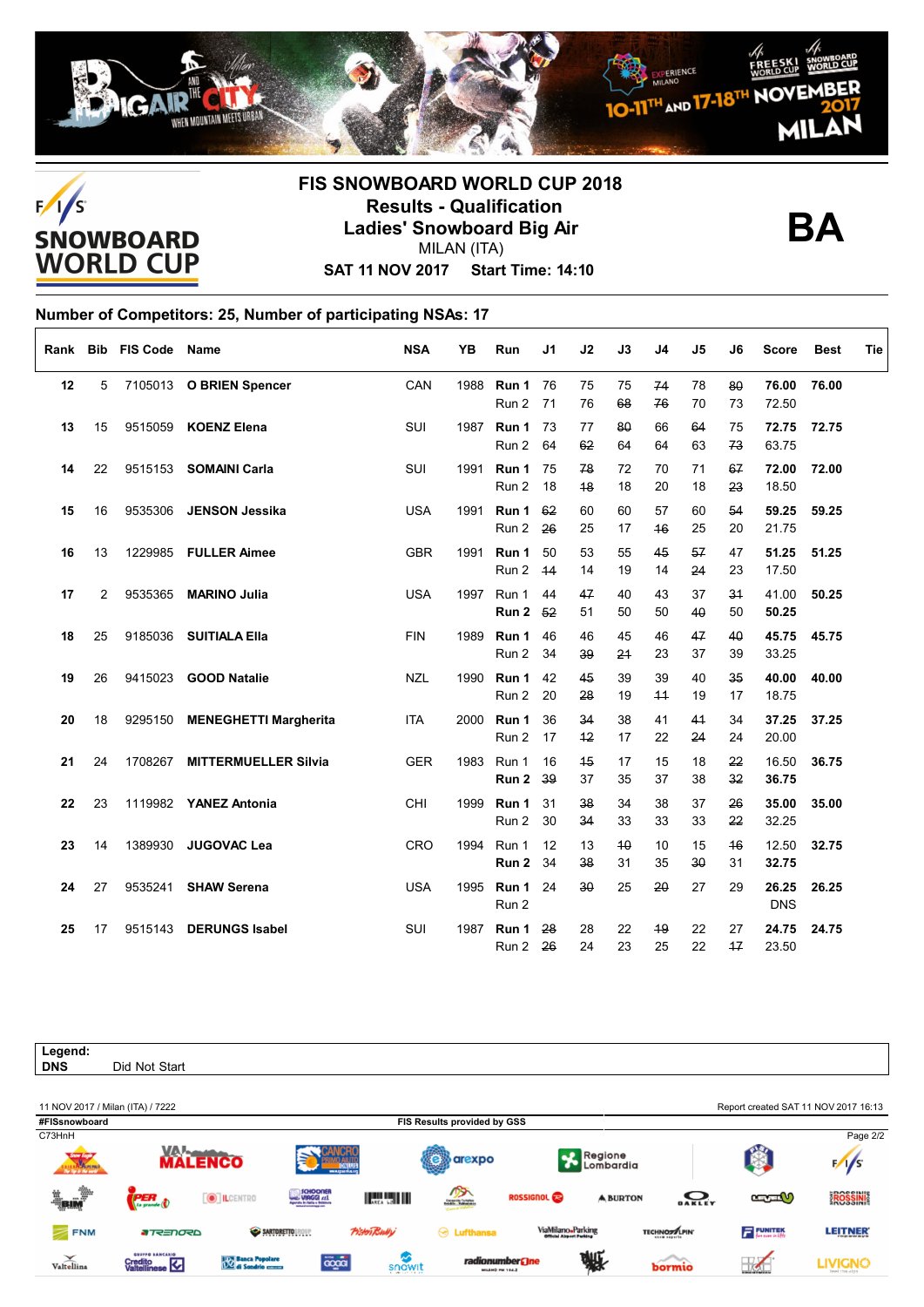# FIS SNOWBOARD WORLD CUP 2018

## Results - Qualification

## Ladies' Snowboard Big Air

MILAN (ITA)

**SAT 11 NOV 2017 Start Time: 14:10**

**BA**

### Number of Competitors: 25, Number of participating NSAs: 17

| Rank | Bib | FIS Code | Name | NSA | YB | Run | J1 | J2 | J3 | J4 | J5 | J6 | Score | Best | Tie |
|---|---|---|---|---|---|---|---|---|---|---|---|---|---|---|---|
| **12** | 5 | 7105013 | **O BRIEN Spencer** | CAN | 1988 | **Run 1** | 76 | 75 | 75 | ~~74~~ | 78 | ~~80~~ | **76.00** | **76.00** | |
| | | | | | | Run 2 | 71 | 76 | ~~68~~ | ~~76~~ | 70 | 73 | 72.50 | | |
| **13** | 15 | 9515059 | **KOENZ Elena** | SUI | 1987 | **Run 1** | 73 | 77 | ~~80~~ | 66 | ~~64~~ | 75 | **72.75** | **72.75** | |
| | | | | | | Run 2 | 64 | ~~62~~ | 64 | 64 | 63 | ~~73~~ | 63.75 | | |
| **14** | 22 | 9515153 | **SOMAINI Carla** | SUI | 1991 | **Run 1** | 75 | ~~78~~ | 72 | 70 | 71 | ~~67~~ | **72.00** | **72.00** | |
| | | | | | | Run 2 | 18 | ~~18~~ | 18 | 20 | 18 | ~~23~~ | 18.50 | | |
| **15** | 16 | 9535306 | **JENSON Jessika** | USA | 1991 | **Run 1** | ~~62~~ | 60 | 60 | 57 | 60 | ~~54~~ | **59.25** | **59.25** | |
| | | | | | | Run 2 | ~~26~~ | 25 | 17 | ~~16~~ | 25 | 20 | 21.75 | | |
| **16** | 13 | 1229985 | **FULLER Aimee** | GBR | 1991 | **Run 1** | 50 | 53 | 55 | ~~45~~ | ~~57~~ | 47 | **51.25** | **51.25** | |
| | | | | | | Run 2 | ~~14~~ | 14 | 19 | 14 | ~~24~~ | 23 | 17.50 | | |
| **17** | 2 | 9535365 | **MARINO Julia** | USA | 1997 | Run 1 | 44 | ~~47~~ | 40 | 43 | 37 | ~~31~~ | 41.00 | **50.25** | |
| | | | | | | **Run 2** | ~~52~~ | 51 | 50 | 50 | ~~40~~ | 50 | **50.25** | | |
| **18** | 25 | 9185036 | **SUITIALA Ella** | FIN | 1989 | **Run 1** | 46 | 46 | 45 | 46 | ~~47~~ | ~~40~~ | **45.75** | **45.75** | |
| | | | | | | Run 2 | 34 | ~~39~~ | ~~21~~ | 23 | 37 | 39 | 33.25 | | |
| **19** | 26 | 9415023 | **GOOD Natalie** | NZL | 1990 | **Run 1** | 42 | ~~45~~ | 39 | 39 | 40 | ~~35~~ | **40.00** | **40.00** | |
| | | | | | | Run 2 | 20 | ~~28~~ | 19 | ~~11~~ | 19 | 17 | 18.75 | | |
| **20** | 18 | 9295150 | **MENEGHETTI Margherita** | ITA | 2000 | **Run 1** | 36 | ~~34~~ | 38 | 41 | ~~41~~ | 34 | **37.25** | **37.25** | |
| | | | | | | Run 2 | 17 | ~~12~~ | 17 | 22 | ~~24~~ | 24 | 20.00 | | |
| **21** | 24 | 1708267 | **MITTERMUELLER Silvia** | GER | 1983 | Run 1 | 16 | ~~15~~ | 17 | 15 | 18 | ~~22~~ | 16.50 | **36.75** | |
| | | | | | | **Run 2** | ~~39~~ | 37 | 35 | 37 | 38 | ~~32~~ | **36.75** | | |
| **22** | 23 | 1119982 | **YANEZ Antonia** | CHI | 1999 | **Run 1** | 31 | ~~38~~ | 34 | 38 | 37 | ~~26~~ | **35.00** | **35.00** | |
| | | | | | | Run 2 | 30 | ~~34~~ | 33 | 33 | 33 | ~~22~~ | 32.25 | | |
| **23** | 14 | 1389930 | **JUGOVAC Lea** | CRO | 1994 | Run 1 | 12 | 13 | ~~10~~ | 10 | 15 | ~~16~~ | 12.50 | **32.75** | |
| | | | | | | **Run 2** | 34 | ~~38~~ | 31 | 35 | ~~30~~ | 31 | **32.75** | | |
| **24** | 27 | 9535241 | **SHAW Serena** | USA | 1995 | **Run 1** | 24 | ~~30~~ | 25 | ~~20~~ | 27 | 29 | **26.25** | **26.25** | |
| | | | | | | Run 2 | | | | | | | DNS | | |
| **25** | 17 | 9515143 | **DERUNGS Isabel** | SUI | 1987 | **Run 1** | ~~28~~ | 28 | 22 | ~~19~~ | 22 | 27 | **24.75** | **24.75** | |
| | | | | | | Run 2 | ~~26~~ | 24 | 23 | 25 | 22 | ~~17~~ | 23.50 | | |

**Legend:**

**DNS** Did Not Start

11 NOV 2017 / Milan (ITA) / 7222

Report created SAT 11 NOV 2017 16:13

**#FISsnowboard**

**FIS Results provided by GSS**

C73HnH